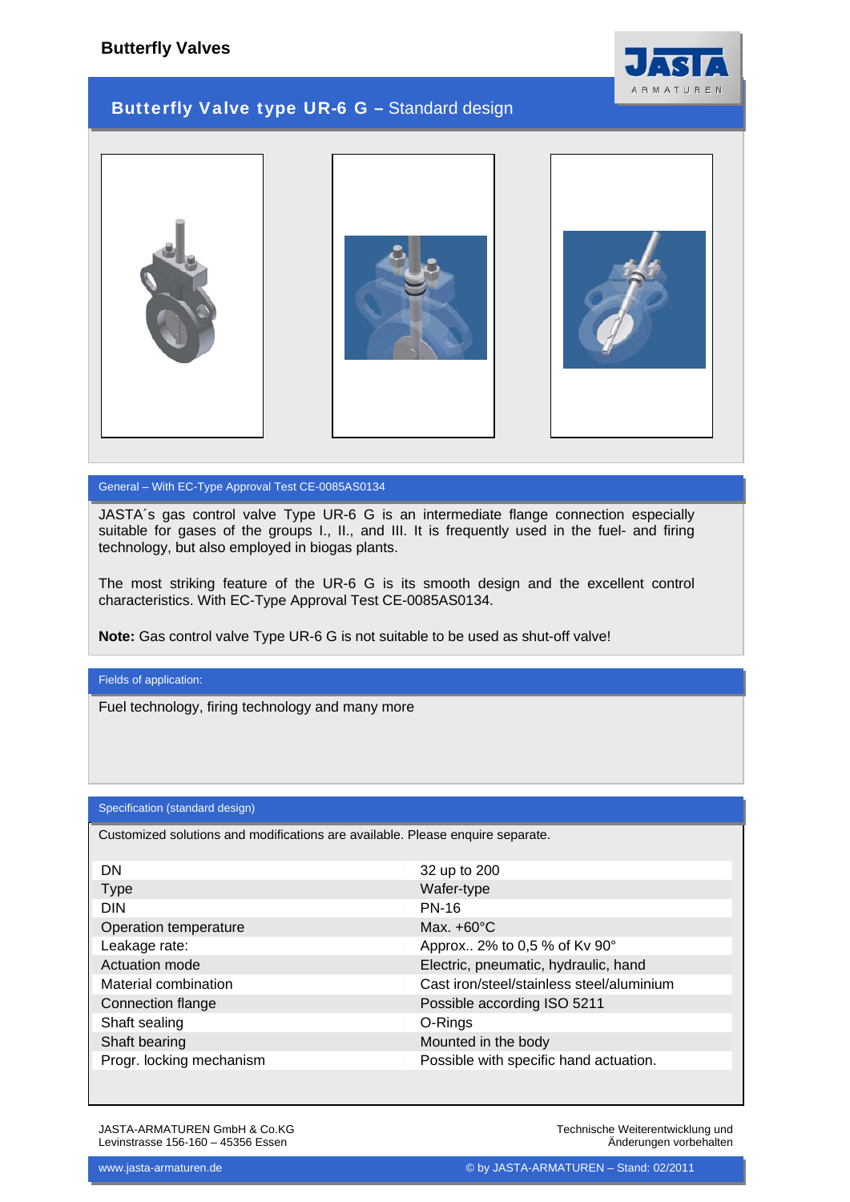# Butterfly Valves

## Butterfly Valve type UR-6 G – Standard design

### General – With EC-Type Approval Test CE-0085AS0134

JASTA´s gas control valve Type UR-6 G is an intermediate flange connection especially suitable for gases of the groups I., II., and III. It is frequently used in the fuel- and firing technology, but also employed in biogas plants.

The most striking feature of the UR-6 G is its smooth design and the excellent control characteristics. With EC-Type Approval Test CE-0085AS0134.

**Note:** Gas control valve Type UR-6 G is not suitable to be used as shut-off valve!

### Fields of application:

Fuel technology, firing technology and many more

### Specification (standard design)

Customized solutions and modifications are available. Please enquire separate.

| | |
|---|---|
| DN | 32 up to 200 |
| Type | Wafer-type |
| DIN | PN-16 |
| Operation temperature | Max. +60°C |
| Leakage rate: | Approx.. 2% to 0,5 % of Kv 90° |
| Actuation mode | Electric, pneumatic, hydraulic, hand |
| Material combination | Cast iron/steel/stainless steel/aluminium |
| Connection flange | Possible according ISO 5211 |
| Shaft sealing | O-Rings |
| Shaft bearing | Mounted in the body |
| Progr. locking mechanism | Possible with specific hand actuation. |

JASTA-ARMATUREN GmbH & Co.KG
Levinstrasse 156-160 – 45356 Essen

Technische Weiterentwicklung und Änderungen vorbehalten

www.jasta-armaturen.de

© by JASTA-ARMATUREN – Stand: 02/2011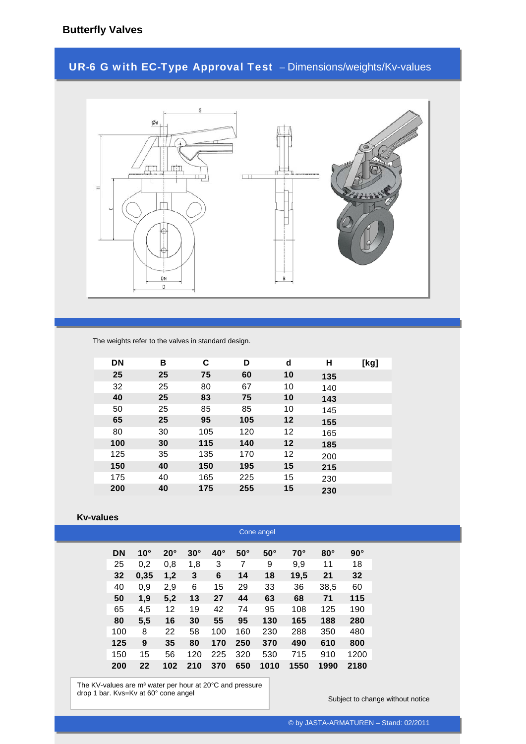# Butterfly Valves

## UR-6 G with EC-Type Approval Test – Dimensions/weights/Kv-values

G

Ød

H

C

DN

D

B

The weights refer to the valves in standard design.

| DN | B | C | D | d | H | [kg] |
|---|---|---|---|---|---|---|
| **25** | **25** | **75** | **60** | **10** | **135** | |
| 32 | 25 | 80 | 67 | 10 | 140 | |
| **40** | **25** | **83** | **75** | **10** | **143** | |
| 50 | 25 | 85 | 85 | 10 | 145 | |
| **65** | **25** | **95** | **105** | **12** | **155** | |
| 80 | 30 | 105 | 120 | 12 | 165 | |
| **100** | **30** | **115** | **140** | **12** | **185** | |
| 125 | 35 | 135 | 170 | 12 | 200 | |
| **150** | **40** | **150** | **195** | **15** | **215** | |
| 175 | 40 | 165 | 225 | 15 | 230 | |
| **200** | **40** | **175** | **255** | **15** | **230** | |

### Kv-values

Cone angel

| DN | 10° | 20° | 30° | 40° | 50° | 50° | 70° | 80° | 90° |
|---|---|---|---|---|---|---|---|---|---|
| 25 | 0,2 | 0,8 | 1,8 | 3 | 7 | 9 | 9,9 | 11 | 18 |
| **32** | **0,35** | **1,2** | **3** | **6** | **14** | **18** | **19,5** | **21** | **32** |
| 40 | 0,9 | 2,9 | 6 | 15 | 29 | 33 | 36 | 38,5 | 60 |
| **50** | **1,9** | **5,2** | **13** | **27** | **44** | **63** | **68** | **71** | **115** |
| 65 | 4,5 | 12 | 19 | 42 | 74 | 95 | 108 | 125 | 190 |
| **80** | **5,5** | **16** | **30** | **55** | **95** | **130** | **165** | **188** | **280** |
| 100 | 8 | 22 | 58 | 100 | 160 | 230 | 288 | 350 | 480 |
| **125** | **9** | **35** | **80** | **170** | **250** | **370** | **490** | **610** | **800** |
| 150 | 15 | 56 | 120 | 225 | 320 | 530 | 715 | 910 | 1200 |
| **200** | **22** | **102** | **210** | **370** | **650** | **1010** | **1550** | **1990** | **2180** |

The KV-values are m³ water per hour at 20°C and pressure drop 1 bar. Kvs=Kv at 60° cone angel

Subject to change without notice

© by JASTA-ARMATUREN – Stand: 02/2011